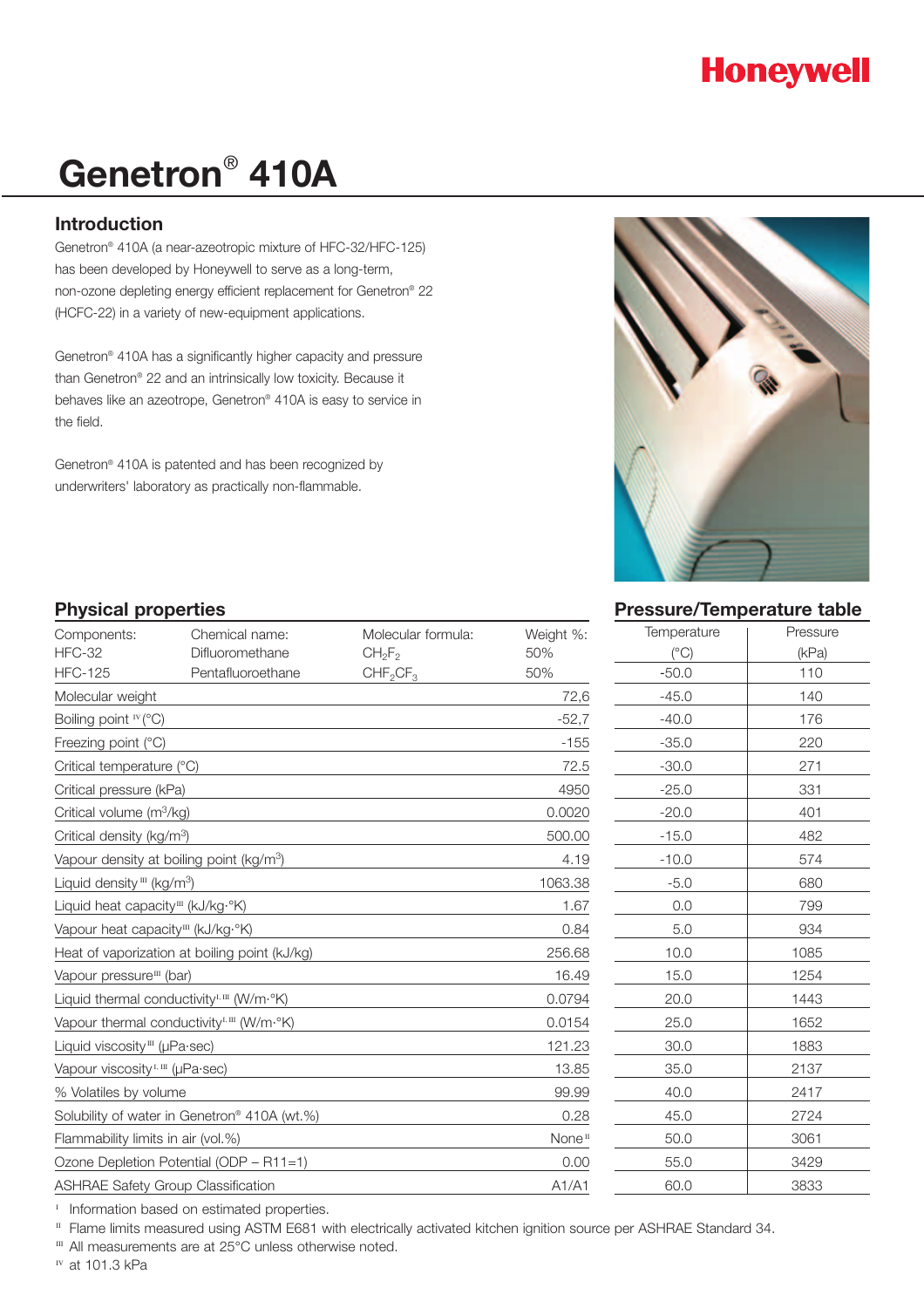Honeywell

# Genetron® 410A

## Introduction

Genetron® 410A (a near-azeotropic mixture of HFC-32/HFC-125) has been developed by Honeywell to serve as a long-term, non-ozone depleting energy efficient replacement for Genetron® 22 (HCFC-22) in a variety of new-equipment applications.

Genetron® 410A has a significantly higher capacity and pressure than Genetron® 22 and an intrinsically low toxicity. Because it behaves like an azeotrope, Genetron® 410A is easy to service in the field.

Genetron® 410A is patented and has been recognized by underwriters' laboratory as practically non-flammable.

## Physical properties

| Components: | Chemical name: | Molecular formula: | Weight %: |
|---|---|---|---|
| HFC-32 | Difluoromethane | $CH_2F_2$ | 50% |
| HFC-125 | Pentafluoroethane | $CHF_2CF_3$ | 50% |

| | |
|---|---|
| Molecular weight | 72,6 |
| Boiling point [IV] (°C) | -52,7 |
| Freezing point (°C) | -155 |
| Critical temperature (°C) | 72.5 |
| Critical pressure (kPa) | 4950 |
| Critical volume ($m^3$/kg) | 0.0020 |
| Critical density (kg/$m^3$) | 500.00 |
| Vapour density at boiling point (kg/$m^3$) | 4.19 |
| Liquid density [III] (kg/$m^3$) | 1063.38 |
| Liquid heat capacity [III] (kJ/kg·°K) | 1.67 |
| Vapour heat capacity [III] (kJ/kg·°K) | 0.84 |
| Heat of vaporization at boiling point (kJ/kg) | 256.68 |
| Vapour pressure [III] (bar) | 16.49 |
| Liquid thermal conductivity [I, III] (W/m·°K) | 0.0794 |
| Vapour thermal conductivity [I, III] (W/m·°K) | 0.0154 |
| Liquid viscosity [III] (µPa·sec) | 121.23 |
| Vapour viscosity [I, III] (µPa·sec) | 13.85 |
| % Volatiles by volume | 99.99 |
| Solubility of water in Genetron® 410A (wt.%) | 0.28 |
| Flammability limits in air (vol.%) | None [II] |
| Ozone Depletion Potential (ODP – R11=1) | 0.00 |
| ASHRAE Safety Group Classification | A1/A1 |

## Pressure/Temperature table

| Temperature (°C) | Pressure (kPa) |
|---|---|
| -50.0 | 110 |
| -45.0 | 140 |
| -40.0 | 176 |
| -35.0 | 220 |
| -30.0 | 271 |
| -25.0 | 331 |
| -20.0 | 401 |
| -15.0 | 482 |
| -10.0 | 574 |
| -5.0 | 680 |
| 0.0 | 799 |
| 5.0 | 934 |
| 10.0 | 1085 |
| 15.0 | 1254 |
| 20.0 | 1443 |
| 25.0 | 1652 |
| 30.0 | 1883 |
| 35.0 | 2137 |
| 40.0 | 2417 |
| 45.0 | 2724 |
| 50.0 | 3061 |
| 55.0 | 3429 |
| 60.0 | 3833 |

[I] Information based on estimated properties.
[II] Flame limits measured using ASTM E681 with electrically activated kitchen ignition source per ASHRAE Standard 34.
[III] All measurements are at 25°C unless otherwise noted.
[IV] at 101.3 kPa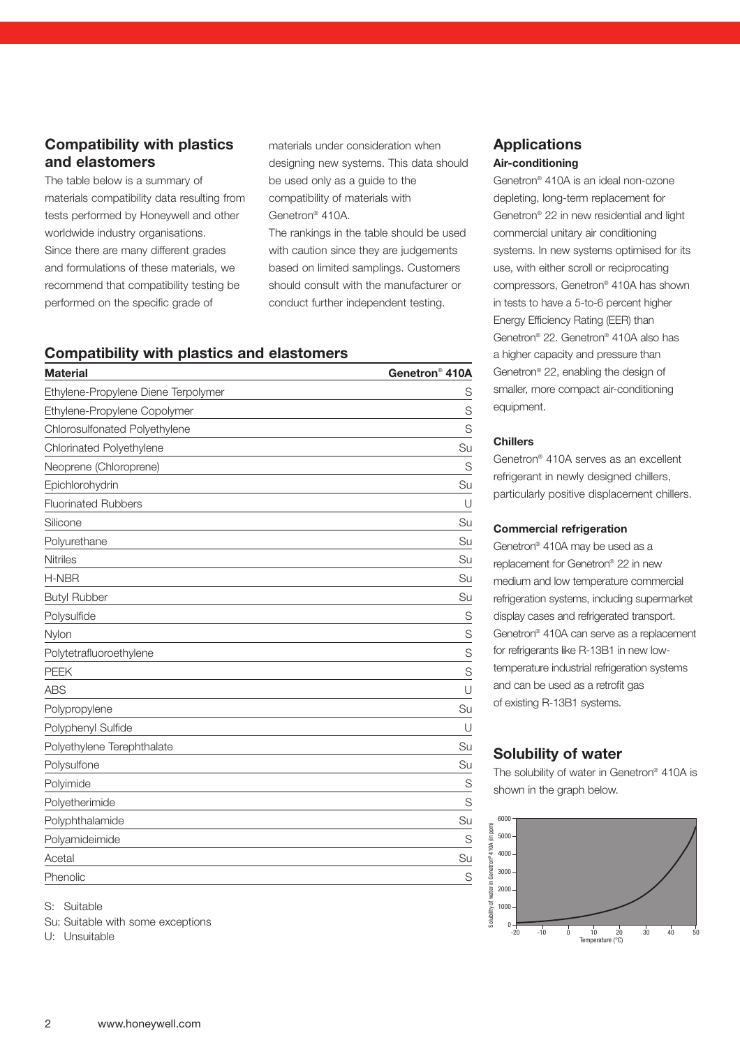## Compatibility with plastics and elastomers

The table below is a summary of materials compatibility data resulting from tests performed by Honeywell and other worldwide industry organisations.

Since there are many different grades and formulations of these materials, we recommend that compatibility testing be performed on the specific grade of materials under consideration when designing new systems. This data should be used only as a guide to the compatibility of materials with Genetron® 410A.

The rankings in the table should be used with caution since they are judgements based on limited samplings. Customers should consult with the manufacturer or conduct further independent testing.

## Compatibility with plastics and elastomers

| Material | Genetron® 410A |
|---|---|
| Ethylene-Propylene Diene Terpolymer | S |
| Ethylene-Propylene Copolymer | S |
| Chlorosulfonated Polyethylene | S |
| Chlorinated Polyethylene | Su |
| Neoprene (Chloroprene) | S |
| Epichlorohydrin | Su |
| Fluorinated Rubbers | U |
| Silicone | Su |
| Polyurethane | Su |
| Nitriles | Su |
| H-NBR | Su |
| Butyl Rubber | Su |
| Polysulfide | S |
| Nylon | S |
| Polytetrafluoroethylene | S |
| PEEK | S |
| ABS | U |
| Polypropylene | Su |
| Polyphenyl Sulfide | U |
| Polyethylene Terephthalate | Su |
| Polysulfone | Su |
| Polyimide | S |
| Polyetherimide | S |
| Polyphthalamide | Su |
| Polyamideimide | S |
| Acetal | Su |
| Phenolic | S |

S: Suitable
Su: Suitable with some exceptions
U: Unsuitable

## Applications

### Air-conditioning

Genetron® 410A is an ideal non-ozone depleting, long-term replacement for Genetron® 22 in new residential and light commercial unitary air conditioning systems. In new systems optimised for its use, with either scroll or reciprocating compressors, Genetron® 410A has shown in tests to have a 5-to-6 percent higher Energy Efficiency Rating (EER) than Genetron® 22. Genetron® 410A also has a higher capacity and pressure than Genetron® 22, enabling the design of smaller, more compact air-conditioning equipment.

### Chillers

Genetron® 410A serves as an excellent refrigerant in newly designed chillers, particularly positive displacement chillers.

### Commercial refrigeration

Genetron® 410A may be used as a replacement for Genetron® 22 in new medium and low temperature commercial refrigeration systems, including supermarket display cases and refrigerated transport. Genetron® 410A can serve as a replacement for refrigerants like R-13B1 in new low-temperature industrial refrigeration systems and can be used as a retrofit gas of existing R-13B1 systems.

## Solubility of water

The solubility of water in Genetron® 410A is shown in the graph below.

Solubility of water in Genetron® 410A (in ppm)
6000
5000
4000
3000
2000
1000
0
-20 -10 0 10 20 30 40 50
Temperature (°C)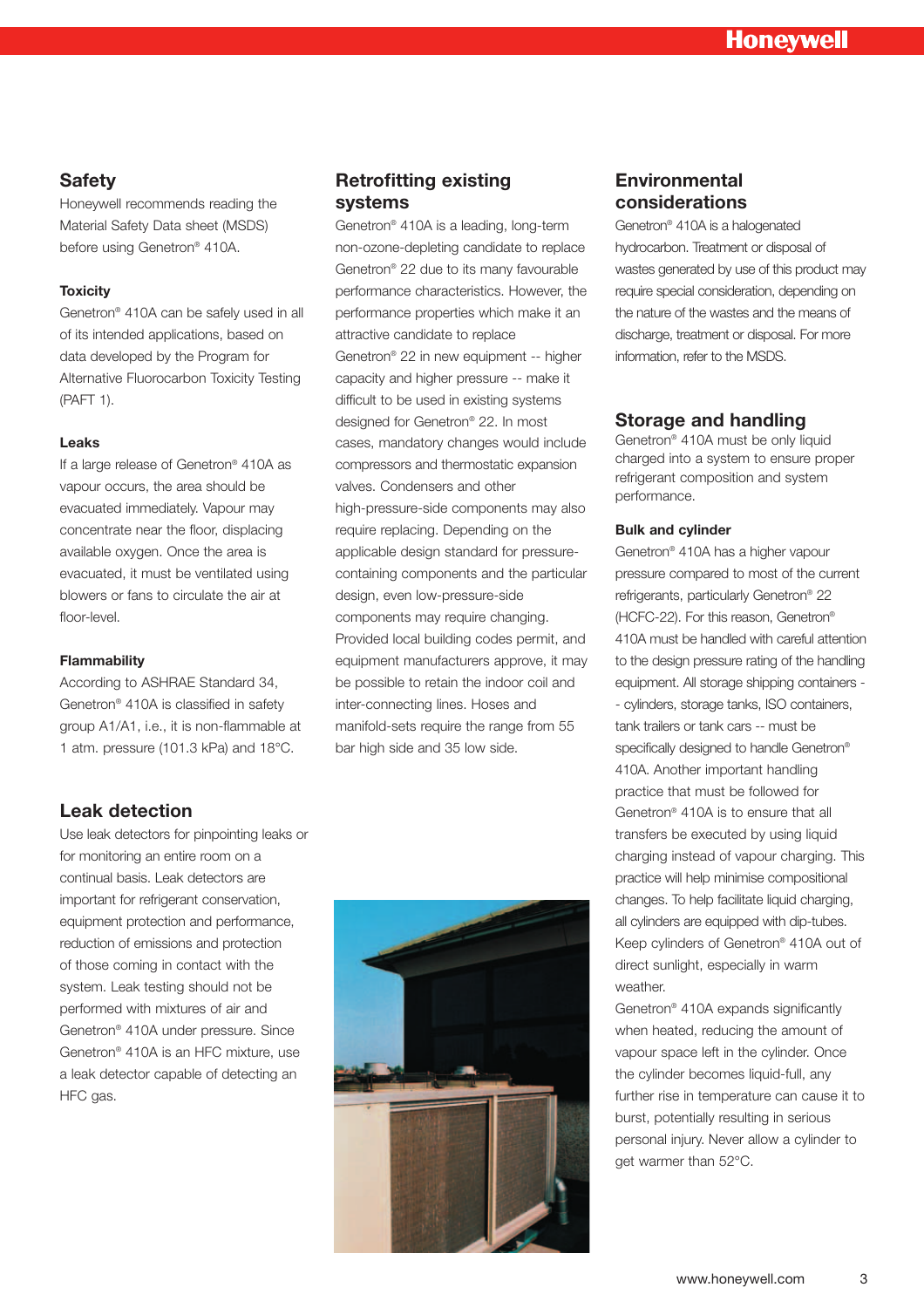## Safety

Honeywell recommends reading the Material Safety Data sheet (MSDS) before using Genetron® 410A.

### Toxicity

Genetron® 410A can be safely used in all of its intended applications, based on data developed by the Program for Alternative Fluorocarbon Toxicity Testing (PAFT 1).

### Leaks

If a large release of Genetron® 410A as vapour occurs, the area should be evacuated immediately. Vapour may concentrate near the floor, displacing available oxygen. Once the area is evacuated, it must be ventilated using blowers or fans to circulate the air at floor-level.

### Flammability

According to ASHRAE Standard 34, Genetron® 410A is classified in safety group A1/A1, i.e., it is non-flammable at 1 atm. pressure (101.3 kPa) and 18°C.

## Leak detection

Use leak detectors for pinpointing leaks or for monitoring an entire room on a continual basis. Leak detectors are important for refrigerant conservation, equipment protection and performance, reduction of emissions and protection of those coming in contact with the system. Leak testing should not be performed with mixtures of air and Genetron® 410A under pressure. Since Genetron® 410A is an HFC mixture, use a leak detector capable of detecting an HFC gas.

## Retrofitting existing systems

Genetron® 410A is a leading, long-term non-ozone-depleting candidate to replace Genetron® 22 due to its many favourable performance characteristics. However, the performance properties which make it an attractive candidate to replace Genetron® 22 in new equipment -- higher capacity and higher pressure -- make it difficult to be used in existing systems designed for Genetron® 22. In most cases, mandatory changes would include compressors and thermostatic expansion valves. Condensers and other high-pressure-side components may also require replacing. Depending on the applicable design standard for pressure-containing components and the particular design, even low-pressure-side components may require changing. Provided local building codes permit, and equipment manufacturers approve, it may be possible to retain the indoor coil and inter-connecting lines. Hoses and manifold-sets require the range from 55 bar high side and 35 low side.

## Environmental considerations

Genetron® 410A is a halogenated hydrocarbon. Treatment or disposal of wastes generated by use of this product may require special consideration, depending on the nature of the wastes and the means of discharge, treatment or disposal. For more information, refer to the MSDS.

## Storage and handling

Genetron® 410A must be only liquid charged into a system to ensure proper refrigerant composition and system performance.

### Bulk and cylinder

Genetron® 410A has a higher vapour pressure compared to most of the current refrigerants, particularly Genetron® 22 (HCFC-22). For this reason, Genetron® 410A must be handled with careful attention to the design pressure rating of the handling equipment. All storage shipping containers -- cylinders, storage tanks, ISO containers, tank trailers or tank cars -- must be specifically designed to handle Genetron® 410A. Another important handling practice that must be followed for Genetron® 410A is to ensure that all transfers be executed by using liquid charging instead of vapour charging. This practice will help minimise compositional changes. To help facilitate liquid charging, all cylinders are equipped with dip-tubes. Keep cylinders of Genetron® 410A out of direct sunlight, especially in warm weather.

Genetron® 410A expands significantly when heated, reducing the amount of vapour space left in the cylinder. Once the cylinder becomes liquid-full, any further rise in temperature can cause it to burst, potentially resulting in serious personal injury. Never allow a cylinder to get warmer than 52°C.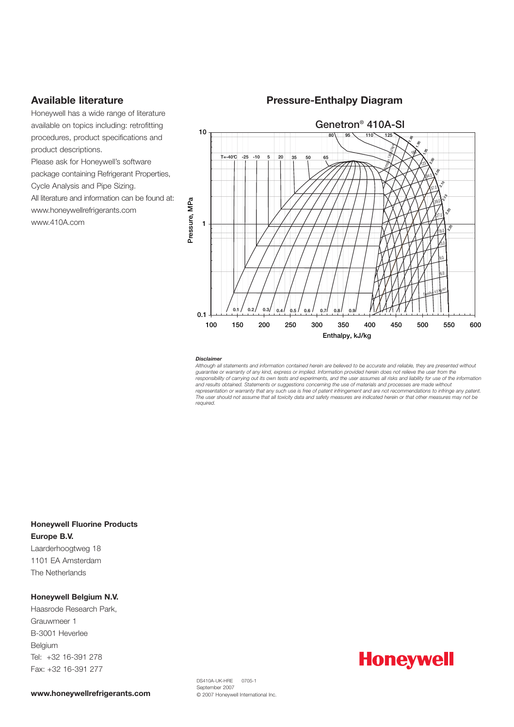## Available literature

Honeywell has a wide range of literature available on topics including: retrofitting procedures, product specifications and product descriptions.

Please ask for Honeywell's software package containing Refrigerant Properties, Cycle Analysis and Pipe Sizing.

All literature and information can be found at:
www.honeywellrefrigerants.com
www.410A.com

## Pressure-Enthalpy Diagram

Genetron® 410A-SI

Pressure, MPa

10

1

0.1

T=-40°C -25 -10 5 20 35 50 65

80 95 110 125

0.1 0.2 0.3 0.4 0.5 0.6 0.7 0.8 0.9

1.85 1.90 1.95 2.00 2.05 2.10 2.15 2.20 2.25

Entropy = 1.80 kJ/kg-K

Density: 4.0 kg/m³

6.0 9.0 13.0 18.0 27.0 39.0 57.0 84.0 123 180

100 150 200 250 300 350 400 450 500 550 600

Enthalpy, kJ/kg

***Disclaimer***

*Although all statements and information contained herein are believed to be accurate and reliable, they are presented without guarantee or warranty of any kind, express or implied. Information provided herein does not relieve the user from the responsibility of carrying out its own tests and experiments, and the user assumes all risks and liability for use of the information and results obtained. Statements or suggestions concerning the use of materials and processes are made without representation or warranty that any such use is free of patent infringement and are not recommendations to infringe any patent. The user should not assume that all toxicity data and safety measures are indicated herein or that other measures may not be required.*

**Honeywell Fluorine Products Europe B.V.**
Laarderhoogtweg 18
1101 EA Amsterdam
The Netherlands

**Honeywell Belgium N.V.**
Haasrode Research Park,
Grauwmeer 1
B-3001 Heverlee
Belgium
Tel: +32 16-391 278
Fax: +32 16-391 277

**www.honeywellrefrigerants.com**

DS410A-UK-HRE 0705-1
September 2007
© 2007 Honeywell International Inc.

**Honeywell**